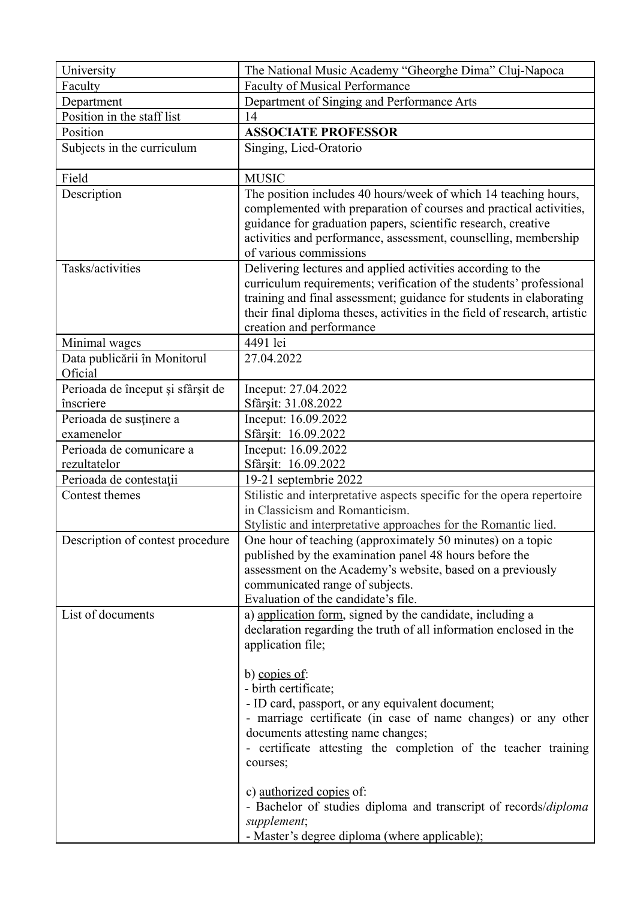| University | The National Music Academy "Gheorghe Dima" Cluj-Napoca |
|---|---|
| Faculty | Faculty of Musical Performance |
| Department | Department of Singing and Performance Arts |
| Position in the staff list | 14 |
| Position | **ASSOCIATE PROFESSOR** |
| Subjects in the curriculum | Singing, Lied-Oratorio |
| Field | MUSIC |
| Description | The position includes 40 hours/week of which 14 teaching hours, complemented with preparation of courses and practical activities, guidance for graduation papers, scientific research, creative activities and performance, assessment, counselling, membership of various commissions |
| Tasks/activities | Delivering lectures and applied activities according to the curriculum requirements; verification of the students' professional training and final assessment; guidance for students in elaborating their final diploma theses, activities in the field of research, artistic creation and performance |
| Minimal wages | 4491 lei |
| Data publicării în Monitorul Oficial | 27.04.2022 |
| Perioada de început şi sfârşit de înscriere | Inceput: 27.04.2022<br>Sfârşit: 31.08.2022 |
| Perioada de susținere a examenelor | Inceput: 16.09.2022<br>Sfârşit: 16.09.2022 |
| Perioada de comunicare a rezultatelor | Inceput: 16.09.2022<br>Sfârşit: 16.09.2022 |
| Perioada de contestaţii | 19-21 septembrie 2022 |
| Contest themes | Stilistic and interpretative aspects specific for the opera repertoire in Classicism and Romanticism.<br>Stylistic and interpretative approaches for the Romantic lied. |
| Description of contest procedure | One hour of teaching (approximately 50 minutes) on a topic published by the examination panel 48 hours before the assessment on the Academy's website, based on a previously communicated range of subjects.<br>Evaluation of the candidate's file. |
| List of documents | a) application form, signed by the candidate, including a declaration regarding the truth of all information enclosed in the application file;<br><br>b) copies of:<br>- birth certificate;<br>- ID card, passport, or any equivalent document;<br>- marriage certificate (in case of name changes) or any other documents attesting name changes;<br>- certificate attesting the completion of the teacher training courses;<br><br>c) authorized copies of:<br>- Bachelor of studies diploma and transcript of records/*diploma supplement*;<br>- Master's degree diploma (where applicable); |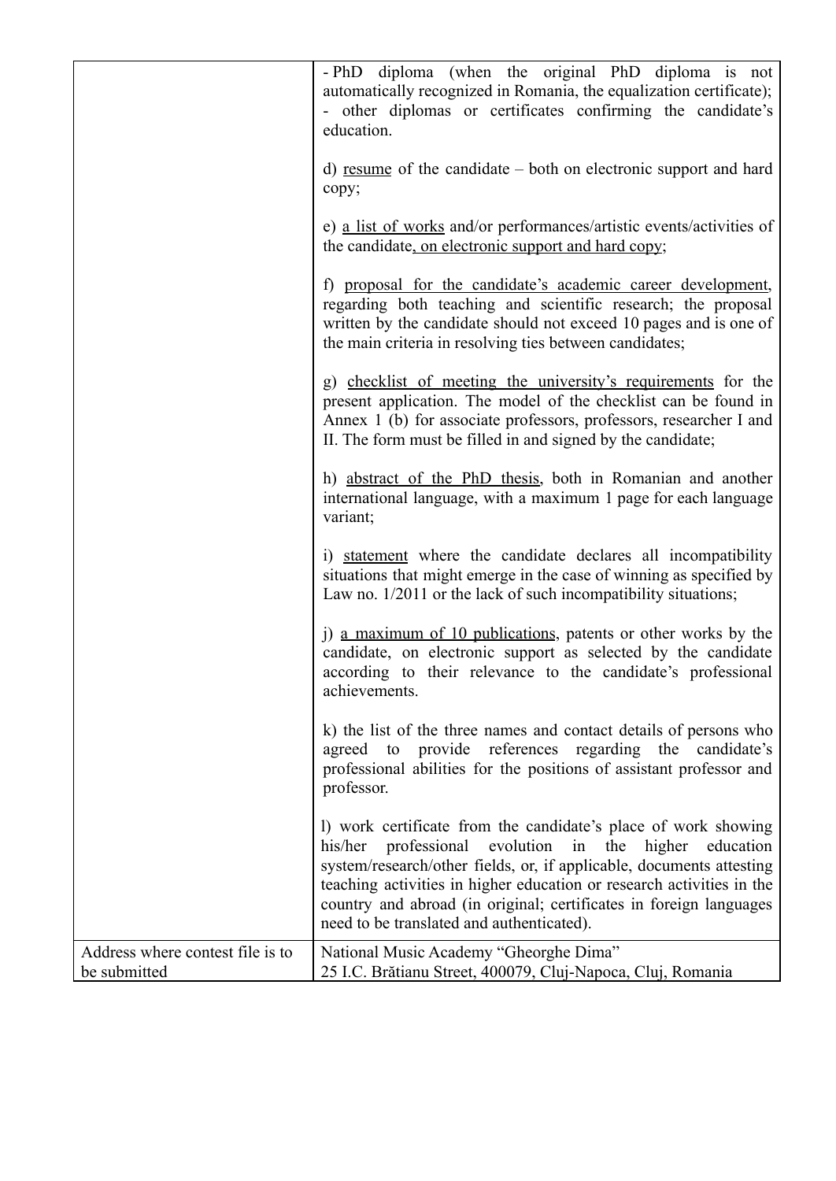| | |
|---|---|
| | - PhD diploma (when the original PhD diploma is not automatically recognized in Romania, the equalization certificate);<br>- other diplomas or certificates confirming the candidate's education.<br><br>d) resume of the candidate – both on electronic support and hard copy;<br><br>e) a list of works and/or performances/artistic events/activities of the candidate, on electronic support and hard copy;<br><br>f) proposal for the candidate's academic career development, regarding both teaching and scientific research; the proposal written by the candidate should not exceed 10 pages and is one of the main criteria in resolving ties between candidates;<br><br>g) checklist of meeting the university's requirements for the present application. The model of the checklist can be found in Annex 1 (b) for associate professors, professors, researcher I and II. The form must be filled in and signed by the candidate;<br><br>h) abstract of the PhD thesis, both in Romanian and another international language, with a maximum 1 page for each language variant;<br><br>i) statement where the candidate declares all incompatibility situations that might emerge in the case of winning as specified by Law no. 1/2011 or the lack of such incompatibility situations;<br><br>j) a maximum of 10 publications, patents or other works by the candidate, on electronic support as selected by the candidate according to their relevance to the candidate's professional achievements.<br><br>k) the list of the three names and contact details of persons who agreed to provide references regarding the candidate's professional abilities for the positions of assistant professor and professor.<br><br>l) work certificate from the candidate's place of work showing his/her professional evolution in the higher education system/research/other fields, or, if applicable, documents attesting teaching activities in higher education or research activities in the country and abroad (in original; certificates in foreign languages need to be translated and authenticated). |
| Address where contest file is to be submitted | National Music Academy "Gheorghe Dima"<br>25 I.C. Brătianu Street, 400079, Cluj-Napoca, Cluj, Romania |